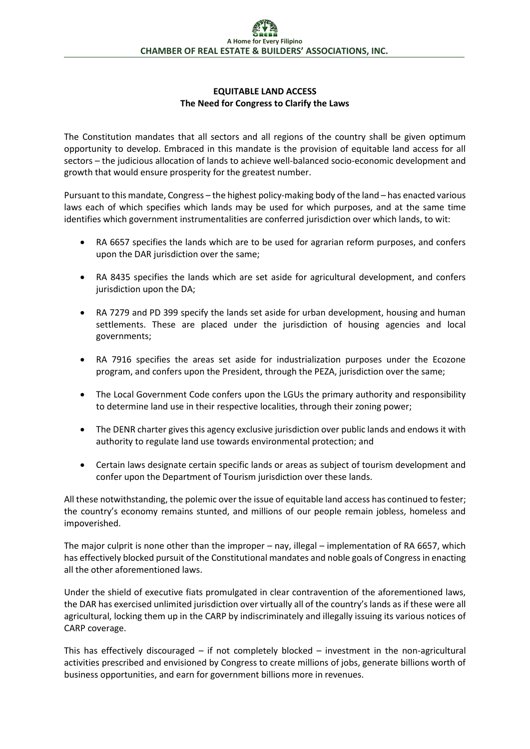# EQUITABLE LAND ACCESS
## The Need for Congress to Clarify the Laws

The Constitution mandates that all sectors and all regions of the country shall be given optimum opportunity to develop. Embraced in this mandate is the provision of equitable land access for all sectors – the judicious allocation of lands to achieve well-balanced socio-economic development and growth that would ensure prosperity for the greatest number.

Pursuant to this mandate, Congress – the highest policy-making body of the land – has enacted various laws each of which specifies which lands may be used for which purposes, and at the same time identifies which government instrumentalities are conferred jurisdiction over which lands, to wit:

- RA 6657 specifies the lands which are to be used for agrarian reform purposes, and confers upon the DAR jurisdiction over the same;
- RA 8435 specifies the lands which are set aside for agricultural development, and confers jurisdiction upon the DA;
- RA 7279 and PD 399 specify the lands set aside for urban development, housing and human settlements. These are placed under the jurisdiction of housing agencies and local governments;
- RA 7916 specifies the areas set aside for industrialization purposes under the Ecozone program, and confers upon the President, through the PEZA, jurisdiction over the same;
- The Local Government Code confers upon the LGUs the primary authority and responsibility to determine land use in their respective localities, through their zoning power;
- The DENR charter gives this agency exclusive jurisdiction over public lands and endows it with authority to regulate land use towards environmental protection; and
- Certain laws designate certain specific lands or areas as subject of tourism development and confer upon the Department of Tourism jurisdiction over these lands.

All these notwithstanding, the polemic over the issue of equitable land access has continued to fester; the country's economy remains stunted, and millions of our people remain jobless, homeless and impoverished.

The major culprit is none other than the improper – nay, illegal – implementation of RA 6657, which has effectively blocked pursuit of the Constitutional mandates and noble goals of Congress in enacting all the other aforementioned laws.

Under the shield of executive fiats promulgated in clear contravention of the aforementioned laws, the DAR has exercised unlimited jurisdiction over virtually all of the country's lands as if these were all agricultural, locking them up in the CARP by indiscriminately and illegally issuing its various notices of CARP coverage.

This has effectively discouraged – if not completely blocked – investment in the non-agricultural activities prescribed and envisioned by Congress to create millions of jobs, generate billions worth of business opportunities, and earn for government billions more in revenues.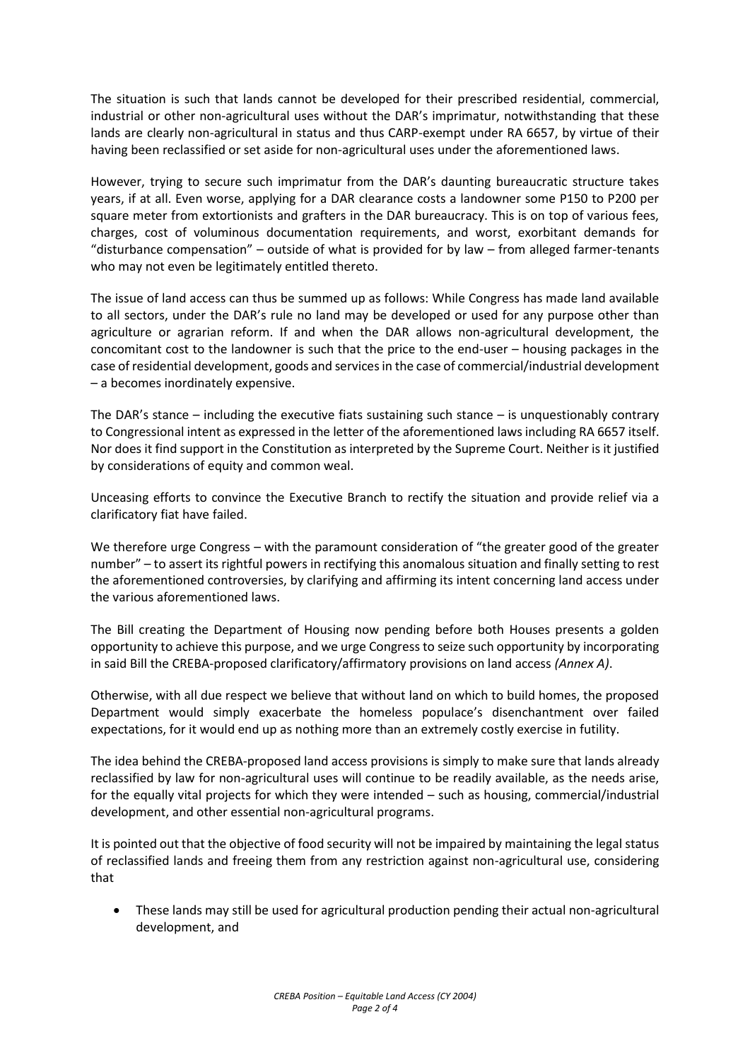The situation is such that lands cannot be developed for their prescribed residential, commercial, industrial or other non-agricultural uses without the DAR's imprimatur, notwithstanding that these lands are clearly non-agricultural in status and thus CARP-exempt under RA 6657, by virtue of their having been reclassified or set aside for non-agricultural uses under the aforementioned laws.

However, trying to secure such imprimatur from the DAR's daunting bureaucratic structure takes years, if at all. Even worse, applying for a DAR clearance costs a landowner some P150 to P200 per square meter from extortionists and grafters in the DAR bureaucracy. This is on top of various fees, charges, cost of voluminous documentation requirements, and worst, exorbitant demands for "disturbance compensation" – outside of what is provided for by law – from alleged farmer-tenants who may not even be legitimately entitled thereto.

The issue of land access can thus be summed up as follows: While Congress has made land available to all sectors, under the DAR's rule no land may be developed or used for any purpose other than agriculture or agrarian reform. If and when the DAR allows non-agricultural development, the concomitant cost to the landowner is such that the price to the end-user – housing packages in the case of residential development, goods and services in the case of commercial/industrial development – a becomes inordinately expensive.

The DAR's stance – including the executive fiats sustaining such stance – is unquestionably contrary to Congressional intent as expressed in the letter of the aforementioned laws including RA 6657 itself. Nor does it find support in the Constitution as interpreted by the Supreme Court. Neither is it justified by considerations of equity and common weal.

Unceasing efforts to convince the Executive Branch to rectify the situation and provide relief via a clarificatory fiat have failed.

We therefore urge Congress – with the paramount consideration of "the greater good of the greater number" – to assert its rightful powers in rectifying this anomalous situation and finally setting to rest the aforementioned controversies, by clarifying and affirming its intent concerning land access under the various aforementioned laws.

The Bill creating the Department of Housing now pending before both Houses presents a golden opportunity to achieve this purpose, and we urge Congress to seize such opportunity by incorporating in said Bill the CREBA-proposed clarificatory/affirmatory provisions on land access *(Annex A)*.

Otherwise, with all due respect we believe that without land on which to build homes, the proposed Department would simply exacerbate the homeless populace's disenchantment over failed expectations, for it would end up as nothing more than an extremely costly exercise in futility.

The idea behind the CREBA-proposed land access provisions is simply to make sure that lands already reclassified by law for non-agricultural uses will continue to be readily available, as the needs arise, for the equally vital projects for which they were intended – such as housing, commercial/industrial development, and other essential non-agricultural programs.

It is pointed out that the objective of food security will not be impaired by maintaining the legal status of reclassified lands and freeing them from any restriction against non-agricultural use, considering that

- These lands may still be used for agricultural production pending their actual non-agricultural development, and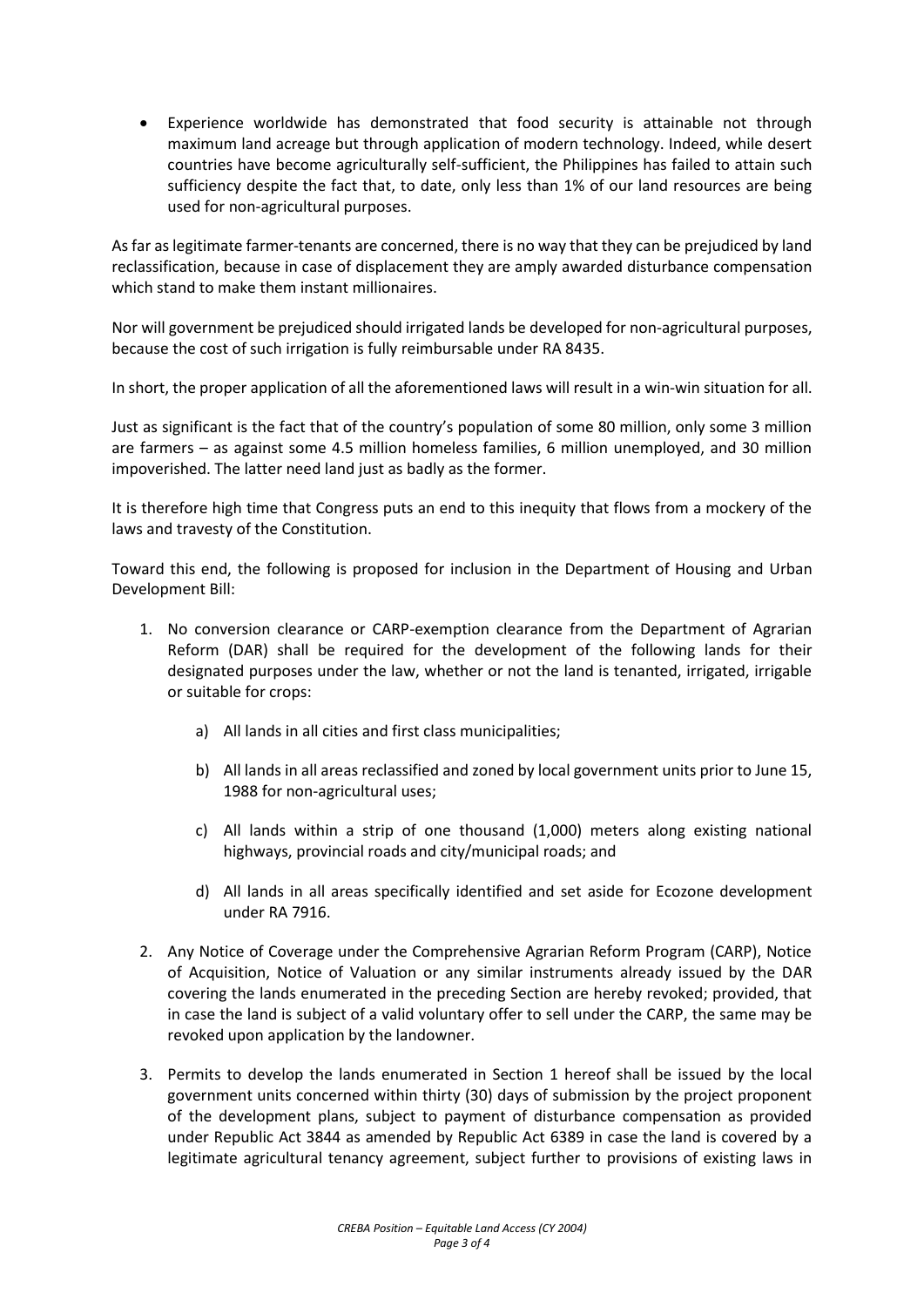- Experience worldwide has demonstrated that food security is attainable not through maximum land acreage but through application of modern technology. Indeed, while desert countries have become agriculturally self-sufficient, the Philippines has failed to attain such sufficiency despite the fact that, to date, only less than 1% of our land resources are being used for non-agricultural purposes.

As far as legitimate farmer-tenants are concerned, there is no way that they can be prejudiced by land reclassification, because in case of displacement they are amply awarded disturbance compensation which stand to make them instant millionaires.

Nor will government be prejudiced should irrigated lands be developed for non-agricultural purposes, because the cost of such irrigation is fully reimbursable under RA 8435.

In short, the proper application of all the aforementioned laws will result in a win-win situation for all.

Just as significant is the fact that of the country's population of some 80 million, only some 3 million are farmers – as against some 4.5 million homeless families, 6 million unemployed, and 30 million impoverished. The latter need land just as badly as the former.

It is therefore high time that Congress puts an end to this inequity that flows from a mockery of the laws and travesty of the Constitution.

Toward this end, the following is proposed for inclusion in the Department of Housing and Urban Development Bill:

1. No conversion clearance or CARP-exemption clearance from the Department of Agrarian Reform (DAR) shall be required for the development of the following lands for their designated purposes under the law, whether or not the land is tenanted, irrigated, irrigable or suitable for crops:

    a) All lands in all cities and first class municipalities;

    b) All lands in all areas reclassified and zoned by local government units prior to June 15, 1988 for non-agricultural uses;

    c) All lands within a strip of one thousand (1,000) meters along existing national highways, provincial roads and city/municipal roads; and

    d) All lands in all areas specifically identified and set aside for Ecozone development under RA 7916.

2. Any Notice of Coverage under the Comprehensive Agrarian Reform Program (CARP), Notice of Acquisition, Notice of Valuation or any similar instruments already issued by the DAR covering the lands enumerated in the preceding Section are hereby revoked; provided, that in case the land is subject of a valid voluntary offer to sell under the CARP, the same may be revoked upon application by the landowner.

3. Permits to develop the lands enumerated in Section 1 hereof shall be issued by the local government units concerned within thirty (30) days of submission by the project proponent of the development plans, subject to payment of disturbance compensation as provided under Republic Act 3844 as amended by Republic Act 6389 in case the land is covered by a legitimate agricultural tenancy agreement, subject further to provisions of existing laws in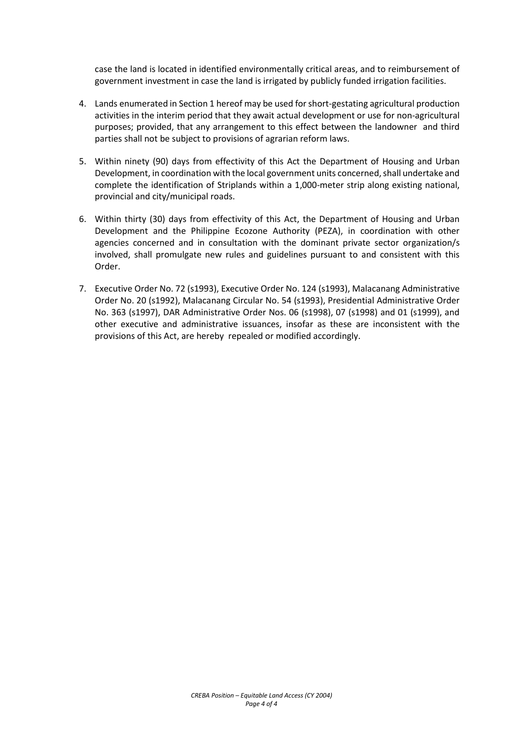case the land is located in identified environmentally critical areas, and to reimbursement of government investment in case the land is irrigated by publicly funded irrigation facilities.

4. Lands enumerated in Section 1 hereof may be used for short-gestating agricultural production activities in the interim period that they await actual development or use for non-agricultural purposes; provided, that any arrangement to this effect between the landowner and third parties shall not be subject to provisions of agrarian reform laws.

5. Within ninety (90) days from effectivity of this Act the Department of Housing and Urban Development, in coordination with the local government units concerned, shall undertake and complete the identification of Striplands within a 1,000-meter strip along existing national, provincial and city/municipal roads.

6. Within thirty (30) days from effectivity of this Act, the Department of Housing and Urban Development and the Philippine Ecozone Authority (PEZA), in coordination with other agencies concerned and in consultation with the dominant private sector organization/s involved, shall promulgate new rules and guidelines pursuant to and consistent with this Order.

7. Executive Order No. 72 (s1993), Executive Order No. 124 (s1993), Malacanang Administrative Order No. 20 (s1992), Malacanang Circular No. 54 (s1993), Presidential Administrative Order No. 363 (s1997), DAR Administrative Order Nos. 06 (s1998), 07 (s1998) and 01 (s1999), and other executive and administrative issuances, insofar as these are inconsistent with the provisions of this Act, are hereby repealed or modified accordingly.